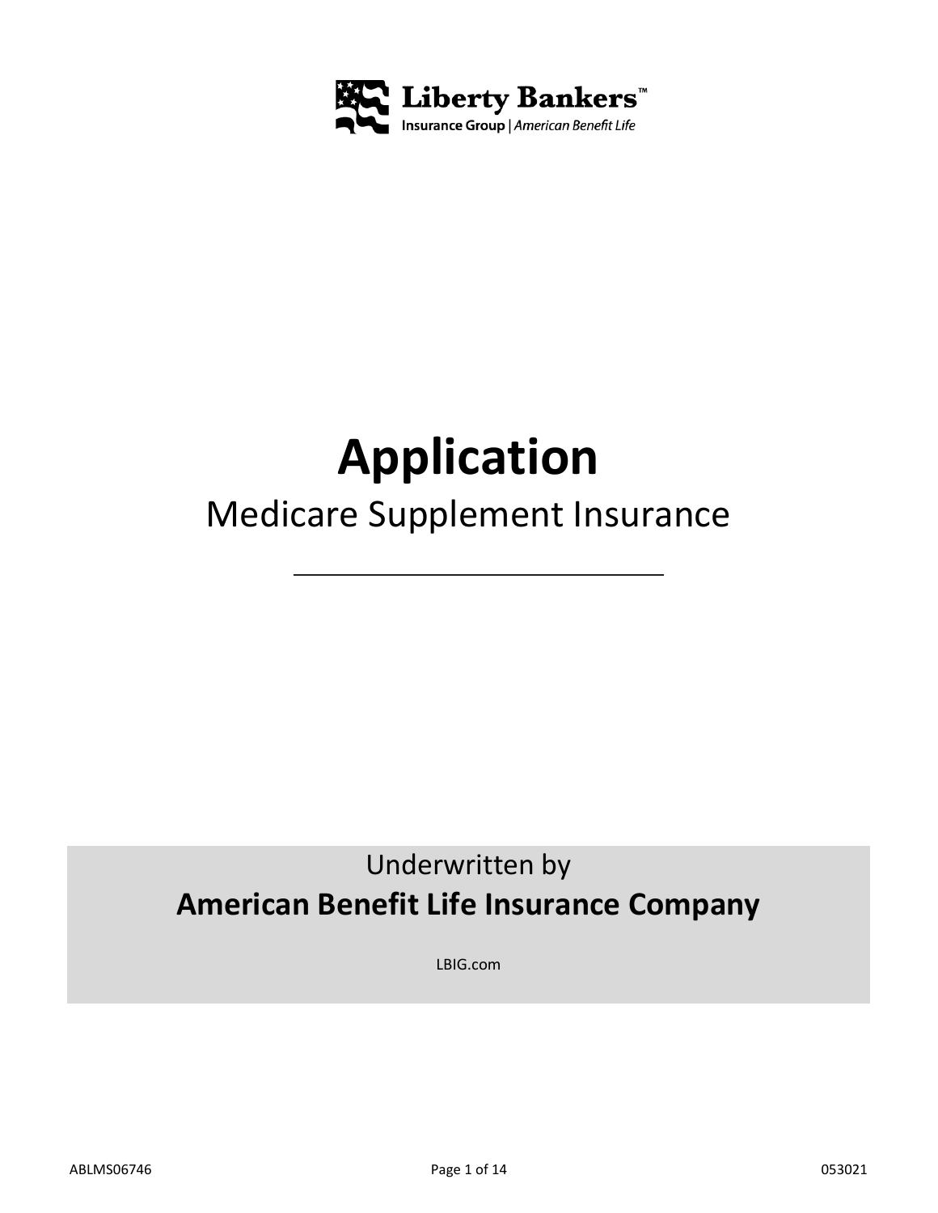Liberty Bankers™
Insurance Group | *American Benefit Life*

# Application

## Medicare Supplement Insurance

Underwritten by

**American Benefit Life Insurance Company**

LBIG.com

ABLMS06746 053021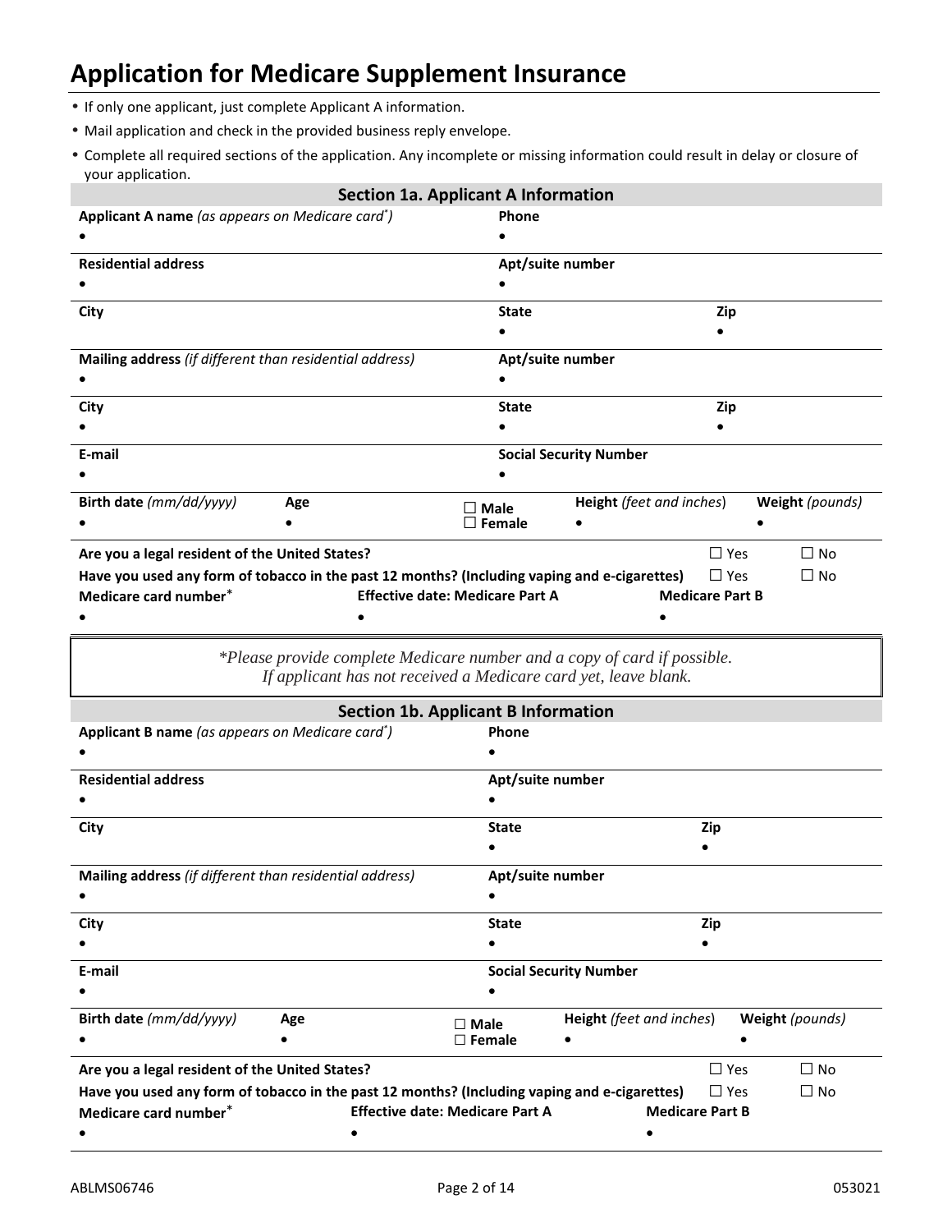# Application for Medicare Supplement Insurance

- If only one applicant, just complete Applicant A information.
- Mail application and check in the provided business reply envelope.
- Complete all required sections of the application. Any incomplete or missing information could result in delay or closure of your application.

## Section 1a. Applicant A Information

| **Applicant A name** *(as appears on Medicare card\*)* | | **Phone** | | |
|---|---|---|---|---|
| • | | • | | |
| **Residential address** | | **Apt/suite number** | | |
| • | | • | | |
| **City** | | **State** | **Zip** | |
| • | | • | • | |
| **Mailing address** *(if different than residential address)* | | **Apt/suite number** | | |
| • | | • | | |
| **City** | | **State** | **Zip** | |
| • | | • | • | |
| **E-mail** | | **Social Security Number** | | |
| • | | • | | |
| **Birth date** *(mm/dd/yyyy)* | **Age** | ☐ **Male** | **Height** *(feet and inches)* | **Weight** *(pounds)* |
| • | • | ☐ **Female** | • | • |

**Are you a legal resident of the United States?** ☐ Yes ☐ No

**Have you used any form of tobacco in the past 12 months? (Including vaping and e-cigarettes)** ☐ Yes ☐ No

| **Medicare card number\*** | **Effective date: Medicare Part A** | **Medicare Part B** |
|---|---|---|
| • | • | • |

*\*Please provide complete Medicare number and a copy of card if possible. If applicant has not received a Medicare card yet, leave blank.*

## Section 1b. Applicant B Information

| **Applicant B name** *(as appears on Medicare card\*)* | | **Phone** | | |
|---|---|---|---|---|
| • | | • | | |
| **Residential address** | | **Apt/suite number** | | |
| • | | • | | |
| **City** | | **State** | **Zip** | |
| • | | • | • | |
| **Mailing address** *(if different than residential address)* | | **Apt/suite number** | | |
| • | | • | | |
| **City** | | **State** | **Zip** | |
| • | | • | • | |
| **E-mail** | | **Social Security Number** | | |
| • | | • | | |
| **Birth date** *(mm/dd/yyyy)* | **Age** | ☐ **Male** | **Height** *(feet and inches)* | **Weight** *(pounds)* |
| • | • | ☐ **Female** | • | • |

**Are you a legal resident of the United States?** ☐ Yes ☐ No

**Have you used any form of tobacco in the past 12 months? (Including vaping and e-cigarettes)** ☐ Yes ☐ No

| **Medicare card number\*** | **Effective date: Medicare Part A** | **Medicare Part B** |
|---|---|---|
| • | • | • |

ABLMS06746 053021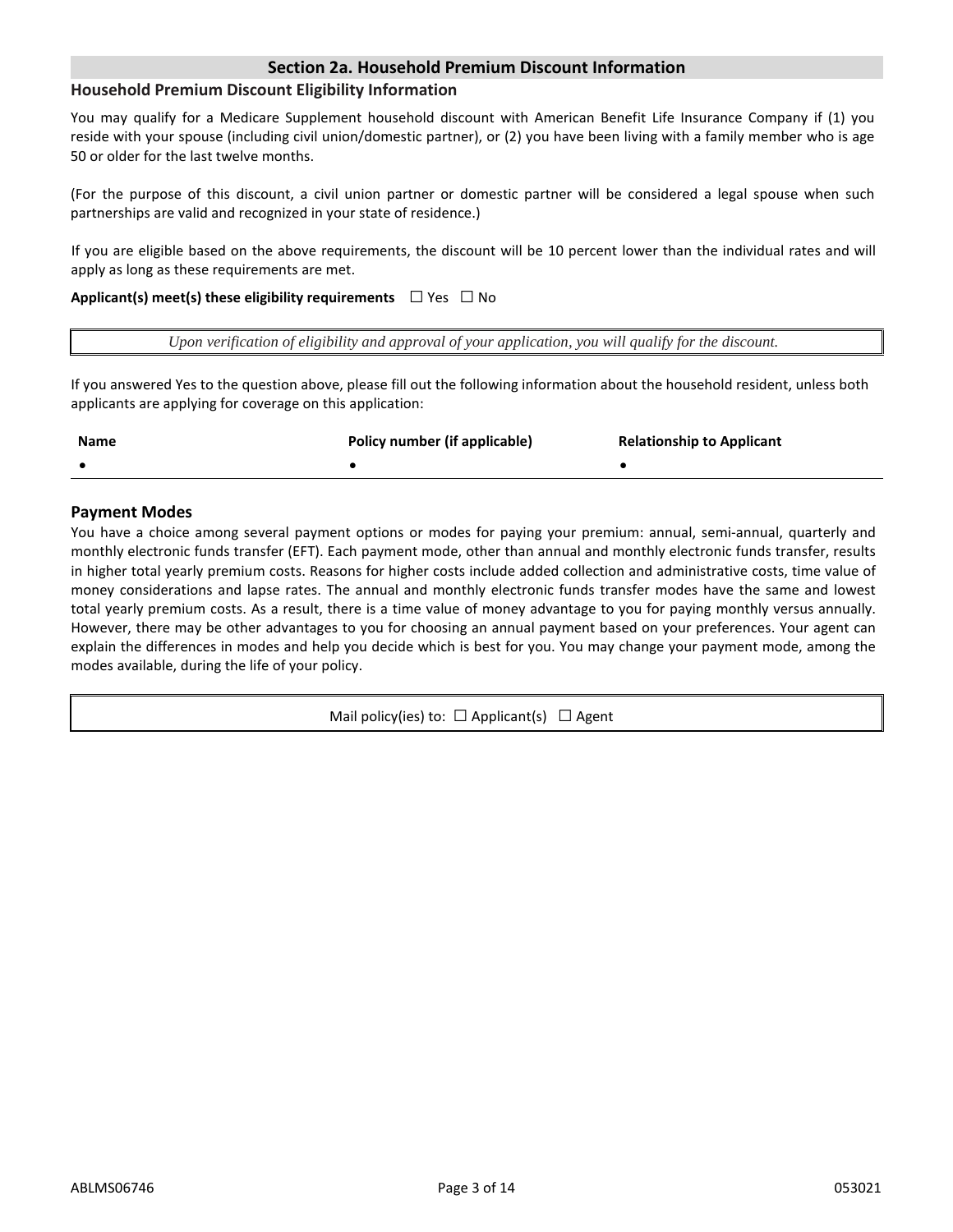## Section 2a. Household Premium Discount Information

### Household Premium Discount Eligibility Information

You may qualify for a Medicare Supplement household discount with American Benefit Life Insurance Company if (1) you reside with your spouse (including civil union/domestic partner), or (2) you have been living with a family member who is age 50 or older for the last twelve months.

(For the purpose of this discount, a civil union partner or domestic partner will be considered a legal spouse when such partnerships are valid and recognized in your state of residence.)

If you are eligible based on the above requirements, the discount will be 10 percent lower than the individual rates and will apply as long as these requirements are met.

**Applicant(s) meet(s) these eligibility requirements** ☐ Yes ☐ No

*Upon verification of eligibility and approval of your application, you will qualify for the discount.*

If you answered Yes to the question above, please fill out the following information about the household resident, unless both applicants are applying for coverage on this application:

| Name | Policy number (if applicable) | Relationship to Applicant |
|---|---|---|
| • | • | • |

### Payment Modes

You have a choice among several payment options or modes for paying your premium: annual, semi-annual, quarterly and monthly electronic funds transfer (EFT). Each payment mode, other than annual and monthly electronic funds transfer, results in higher total yearly premium costs. Reasons for higher costs include added collection and administrative costs, time value of money considerations and lapse rates. The annual and monthly electronic funds transfer modes have the same and lowest total yearly premium costs. As a result, there is a time value of money advantage to you for paying monthly versus annually. However, there may be other advantages to you for choosing an annual payment based on your preferences. Your agent can explain the differences in modes and help you decide which is best for you. You may change your payment mode, among the modes available, during the life of your policy.

Mail policy(ies) to: ☐ Applicant(s) ☐ Agent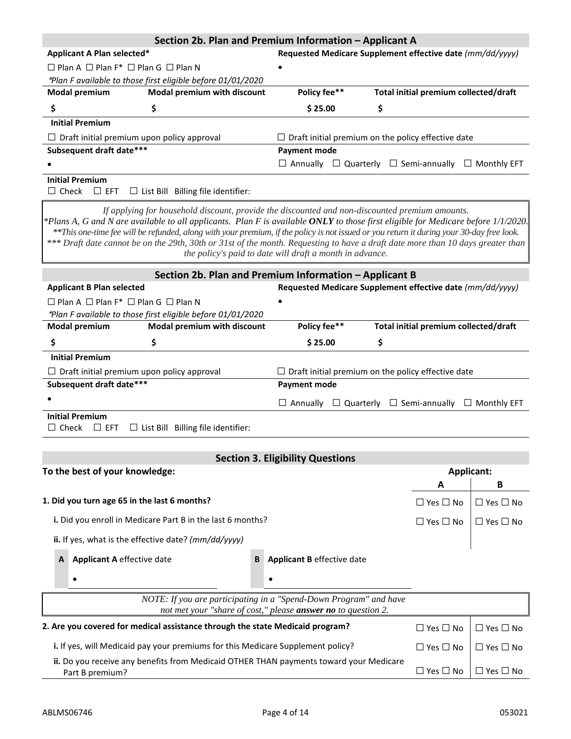## Section 2b. Plan and Premium Information – Applicant A

**Applicant A Plan selected***

☐ Plan A ☐ Plan F* ☐ Plan G ☐ Plan N

*\*Plan F available to those first eligible before 01/01/2020*

**Requested Medicare Supplement effective date** *(mm/dd/yyyy)*

•

| Modal premium | Modal premium with discount | Policy fee** | Total initial premium collected/draft |
|---|---|---|---|
| $ | $ | $ 25.00 | $ |

**Initial Premium**

☐ Draft initial premium upon policy approval ☐ Draft initial premium on the policy effective date

**Subsequent draft date*****

•

**Payment mode**

☐ Annually ☐ Quarterly ☐ Semi-annually ☐ Monthly EFT

**Initial Premium**

☐ Check ☐ EFT ☐ List Bill Billing file identifier:

> *If applying for household discount, provide the discounted and non-discounted premium amounts.*
> *\*Plans A, G and N are available to all applicants. Plan F is available **ONLY** to those first eligible for Medicare before 1/1/2020.*
> *\*\*This one-time fee will be refunded, along with your premium, if the policy is not issued or you return it during your 30-day free look.*
> *\*\*\* Draft date cannot be on the 29th, 30th or 31st of the month. Requesting to have a draft date more than 10 days greater than the policy's paid to date will draft a month in advance.*

## Section 2b. Plan and Premium Information – Applicant B

**Applicant B Plan selected**

☐ Plan A ☐ Plan F* ☐ Plan G ☐ Plan N

*\*Plan F available to those first eligible before 01/01/2020*

**Requested Medicare Supplement effective date** *(mm/dd/yyyy)*

•

| Modal premium | Modal premium with discount | Policy fee** | Total initial premium collected/draft |
|---|---|---|---|
| $ | $ | $ 25.00 | $ |

**Initial Premium**

☐ Draft initial premium upon policy approval ☐ Draft initial premium on the policy effective date

**Subsequent draft date*****

•

**Payment mode**

☐ Annually ☐ Quarterly ☐ Semi-annually ☐ Monthly EFT

**Initial Premium**

☐ Check ☐ EFT ☐ List Bill Billing file identifier:

## Section 3. Eligibility Questions

| To the best of your knowledge: | Applicant: A | Applicant: B |
|---|---|---|
| **1. Did you turn age 65 in the last 6 months?** | ☐ Yes ☐ No | ☐ Yes ☐ No |
| **i.** Did you enroll in Medicare Part B in the last 6 months? | ☐ Yes ☐ No | ☐ Yes ☐ No |
| **ii.** If yes, what is the effective date? *(mm/dd/yyyy)* | | |

| A | **Applicant A** effective date | B | **Applicant B** effective date |
|---|---|---|---|
| | • | | • |

> *NOTE: If you are participating in a "Spend-Down Program" and have not met your "share of cost," please **answer no** to question 2.*

| | A | B |
|---|---|---|
| **2. Are you covered for medical assistance through the state Medicaid program?** | ☐ Yes ☐ No | ☐ Yes ☐ No |
| **i.** If yes, will Medicaid pay your premiums for this Medicare Supplement policy? | ☐ Yes ☐ No | ☐ Yes ☐ No |
| **ii.** Do you receive any benefits from Medicaid OTHER THAN payments toward your Medicare Part B premium? | ☐ Yes ☐ No | ☐ Yes ☐ No |

ABLMS06746 053021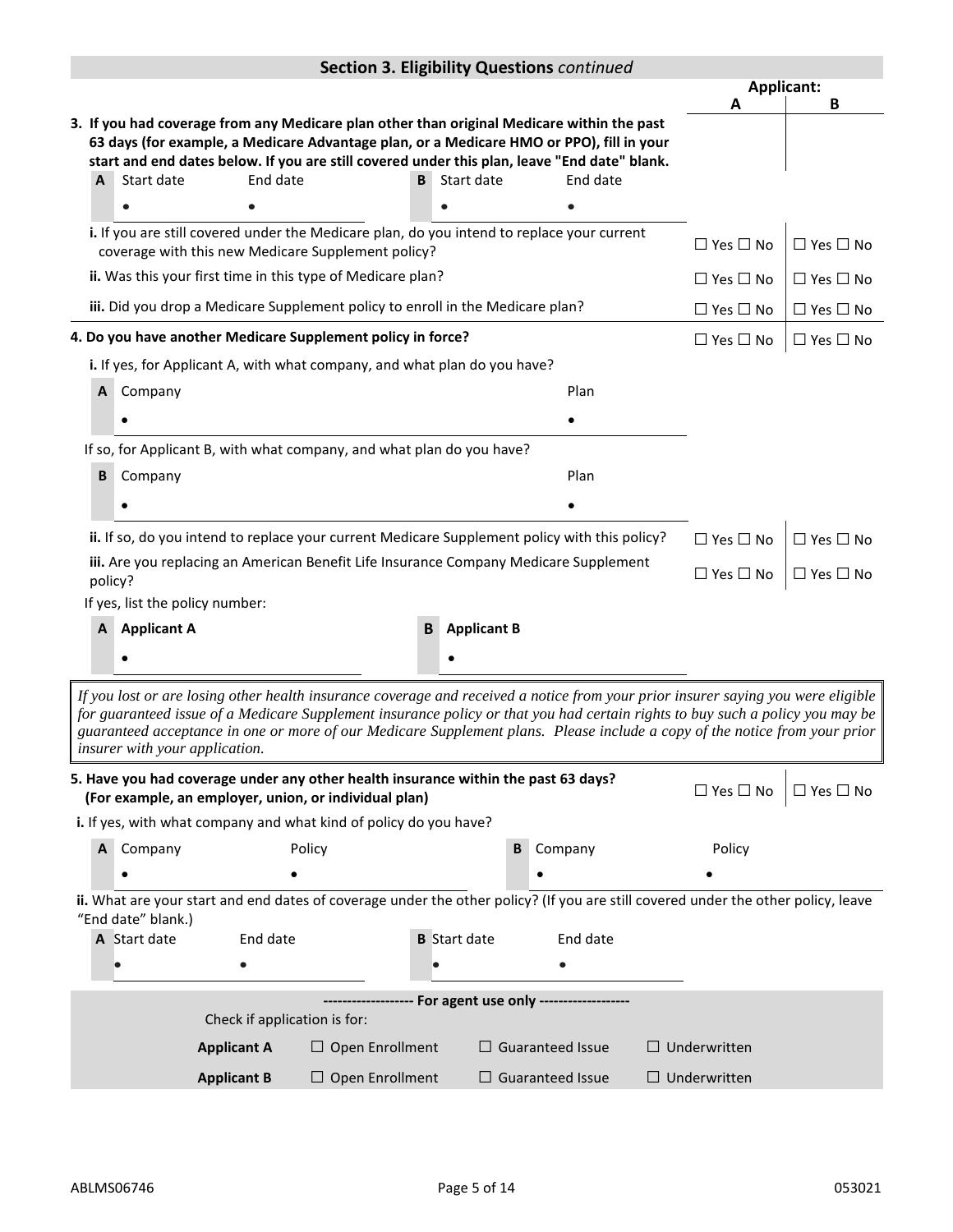## Section 3. Eligibility Questions *continued*

| | Applicant: A | Applicant: B |
|---|---|---|
| **3. If you had coverage from any Medicare plan other than original Medicare within the past 63 days (for example, a Medicare Advantage plan, or a Medicare HMO or PPO), fill in your start and end dates below. If you are still covered under this plan, leave "End date" blank.** | | |

| | Start date | End date | | Start date | End date |
|---|---|---|---|---|---|
| **A** | • | • | **B** | • | • |

| | Applicant: A | Applicant: B |
|---|---|---|
| **i.** If you are still covered under the Medicare plan, do you intend to replace your current coverage with this new Medicare Supplement policy? | ☐ Yes ☐ No | ☐ Yes ☐ No |
| **ii.** Was this your first time in this type of Medicare plan? | ☐ Yes ☐ No | ☐ Yes ☐ No |
| **iii.** Did you drop a Medicare Supplement policy to enroll in the Medicare plan? | ☐ Yes ☐ No | ☐ Yes ☐ No |
| **4. Do you have another Medicare Supplement policy in force?** | ☐ Yes ☐ No | ☐ Yes ☐ No |

**i.** If yes, for Applicant A, with what company, and what plan do you have?

| | Company | Plan |
|---|---|---|
| **A** | • | • |

If so, for Applicant B, with what company, and what plan do you have?

| | Company | Plan |
|---|---|---|
| **B** | • | • |

| | Applicant: A | Applicant: B |
|---|---|---|
| **ii.** If so, do you intend to replace your current Medicare Supplement policy with this policy? | ☐ Yes ☐ No | ☐ Yes ☐ No |
| **iii.** Are you replacing an American Benefit Life Insurance Company Medicare Supplement policy? | ☐ Yes ☐ No | ☐ Yes ☐ No |

If yes, list the policy number:

| | Applicant A | | Applicant B |
|---|---|---|---|
| **A** | • | **B** | • |

*If you lost or are losing other health insurance coverage and received a notice from your prior insurer saying you were eligible for guaranteed issue of a Medicare Supplement insurance policy or that you had certain rights to buy such a policy you may be guaranteed acceptance in one or more of our Medicare Supplement plans. Please include a copy of the notice from your prior insurer with your application.*

| | Applicant: A | Applicant: B |
|---|---|---|
| **5. Have you had coverage under any other health insurance within the past 63 days? (For example, an employer, union, or individual plan)** | ☐ Yes ☐ No | ☐ Yes ☐ No |

**i.** If yes, with what company and what kind of policy do you have?

| | Company | Policy | | Company | Policy |
|---|---|---|---|---|---|
| **A** | • | • | **B** | • | • |

**ii.** What are your start and end dates of coverage under the other policy? (If you are still covered under the other policy, leave "End date" blank.)

| | Start date | End date | | Start date | End date |
|---|---|---|---|---|---|
| **A** | • | • | **B** | • | • |

------------------ For agent use only ------------------

Check if application is for:

| | | | |
|---|---|---|---|
| **Applicant A** | ☐ Open Enrollment | ☐ Guaranteed Issue | ☐ Underwritten |
| **Applicant B** | ☐ Open Enrollment | ☐ Guaranteed Issue | ☐ Underwritten |

ABLMS06746 053021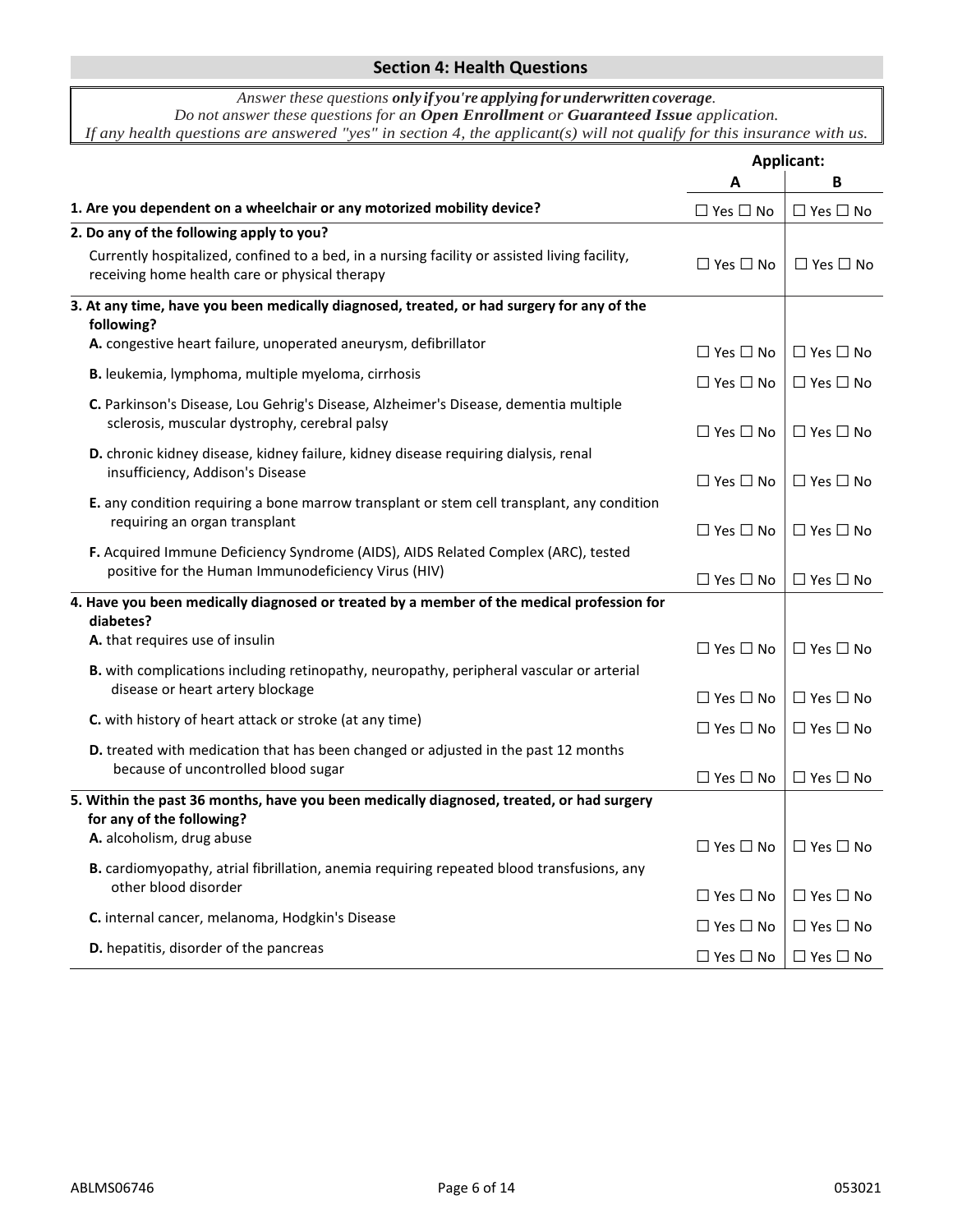## Section 4: Health Questions

*Answer these questions* ***only if you're applying for underwritten coverage****.*
*Do not answer these questions for an* ***Open Enrollment*** *or* ***Guaranteed Issue*** *application.*
*If any health questions are answered "yes" in section 4, the applicant(s) will not qualify for this insurance with us.*

| | Applicant: | |
|---|---|---|
| | **A** | **B** |
| **1. Are you dependent on a wheelchair or any motorized mobility device?** | ☐ Yes ☐ No | ☐ Yes ☐ No |
| **2. Do any of the following apply to you?** | | |
| Currently hospitalized, confined to a bed, in a nursing facility or assisted living facility, receiving home health care or physical therapy | ☐ Yes ☐ No | ☐ Yes ☐ No |
| **3. At any time, have you been medically diagnosed, treated, or had surgery for any of the following?** | | |
| **A.** congestive heart failure, unoperated aneurysm, defibrillator | ☐ Yes ☐ No | ☐ Yes ☐ No |
| **B.** leukemia, lymphoma, multiple myeloma, cirrhosis | ☐ Yes ☐ No | ☐ Yes ☐ No |
| **C.** Parkinson's Disease, Lou Gehrig's Disease, Alzheimer's Disease, dementia multiple sclerosis, muscular dystrophy, cerebral palsy | ☐ Yes ☐ No | ☐ Yes ☐ No |
| **D.** chronic kidney disease, kidney failure, kidney disease requiring dialysis, renal insufficiency, Addison's Disease | ☐ Yes ☐ No | ☐ Yes ☐ No |
| **E.** any condition requiring a bone marrow transplant or stem cell transplant, any condition requiring an organ transplant | ☐ Yes ☐ No | ☐ Yes ☐ No |
| **F.** Acquired Immune Deficiency Syndrome (AIDS), AIDS Related Complex (ARC), tested positive for the Human Immunodeficiency Virus (HIV) | ☐ Yes ☐ No | ☐ Yes ☐ No |
| **4. Have you been medically diagnosed or treated by a member of the medical profession for diabetes?** | | |
| **A.** that requires use of insulin | ☐ Yes ☐ No | ☐ Yes ☐ No |
| **B.** with complications including retinopathy, neuropathy, peripheral vascular or arterial disease or heart artery blockage | ☐ Yes ☐ No | ☐ Yes ☐ No |
| **C.** with history of heart attack or stroke (at any time) | ☐ Yes ☐ No | ☐ Yes ☐ No |
| **D.** treated with medication that has been changed or adjusted in the past 12 months because of uncontrolled blood sugar | ☐ Yes ☐ No | ☐ Yes ☐ No |
| **5. Within the past 36 months, have you been medically diagnosed, treated, or had surgery for any of the following?** | | |
| **A.** alcoholism, drug abuse | ☐ Yes ☐ No | ☐ Yes ☐ No |
| **B.** cardiomyopathy, atrial fibrillation, anemia requiring repeated blood transfusions, any other blood disorder | ☐ Yes ☐ No | ☐ Yes ☐ No |
| **C.** internal cancer, melanoma, Hodgkin's Disease | ☐ Yes ☐ No | ☐ Yes ☐ No |
| **D.** hepatitis, disorder of the pancreas | ☐ Yes ☐ No | ☐ Yes ☐ No |

ABLMS06746 053021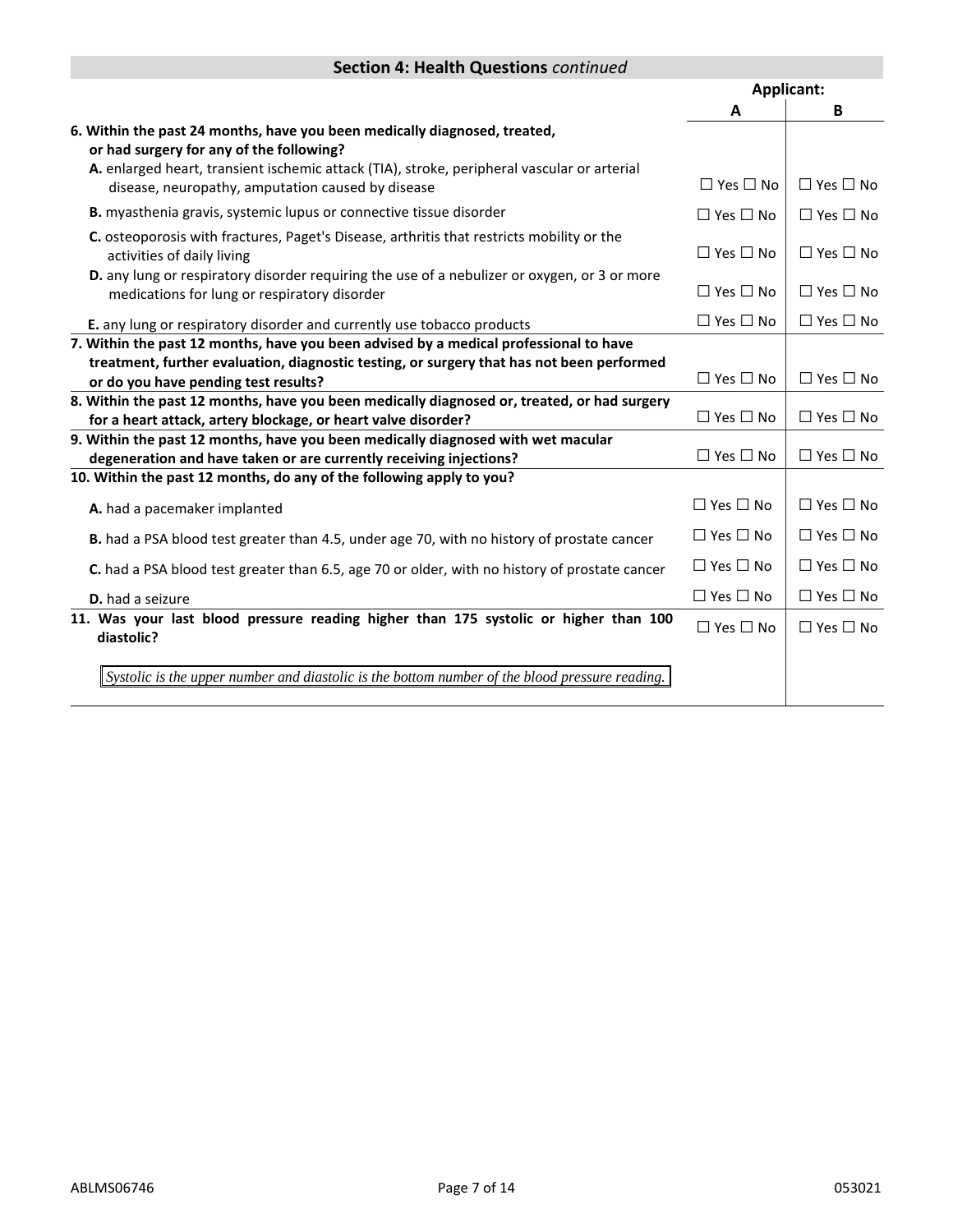## Section 4: Health Questions *continued*

| | Applicant: A | Applicant: B |
|---|---|---|
| **6. Within the past 24 months, have you been medically diagnosed, treated, or had surgery for any of the following?** | | |
| **A.** enlarged heart, transient ischemic attack (TIA), stroke, peripheral vascular or arterial disease, neuropathy, amputation caused by disease | ☐ Yes ☐ No | ☐ Yes ☐ No |
| **B.** myasthenia gravis, systemic lupus or connective tissue disorder | ☐ Yes ☐ No | ☐ Yes ☐ No |
| **C.** osteoporosis with fractures, Paget's Disease, arthritis that restricts mobility or the activities of daily living | ☐ Yes ☐ No | ☐ Yes ☐ No |
| **D.** any lung or respiratory disorder requiring the use of a nebulizer or oxygen, or 3 or more medications for lung or respiratory disorder | ☐ Yes ☐ No | ☐ Yes ☐ No |
| **E.** any lung or respiratory disorder and currently use tobacco products | ☐ Yes ☐ No | ☐ Yes ☐ No |
| **7. Within the past 12 months, have you been advised by a medical professional to have treatment, further evaluation, diagnostic testing, or surgery that has not been performed or do you have pending test results?** | ☐ Yes ☐ No | ☐ Yes ☐ No |
| **8. Within the past 12 months, have you been medically diagnosed or, treated, or had surgery for a heart attack, artery blockage, or heart valve disorder?** | ☐ Yes ☐ No | ☐ Yes ☐ No |
| **9. Within the past 12 months, have you been medically diagnosed with wet macular degeneration and have taken or are currently receiving injections?** | ☐ Yes ☐ No | ☐ Yes ☐ No |
| **10. Within the past 12 months, do any of the following apply to you?** | | |
| **A.** had a pacemaker implanted | ☐ Yes ☐ No | ☐ Yes ☐ No |
| **B.** had a PSA blood test greater than 4.5, under age 70, with no history of prostate cancer | ☐ Yes ☐ No | ☐ Yes ☐ No |
| **C.** had a PSA blood test greater than 6.5, age 70 or older, with no history of prostate cancer | ☐ Yes ☐ No | ☐ Yes ☐ No |
| **D.** had a seizure | ☐ Yes ☐ No | ☐ Yes ☐ No |
| **11. Was your last blood pressure reading higher than 175 systolic or higher than 100 diastolic?** *Systolic is the upper number and diastolic is the bottom number of the blood pressure reading.* | ☐ Yes ☐ No | ☐ Yes ☐ No |

ABLMS06746 053021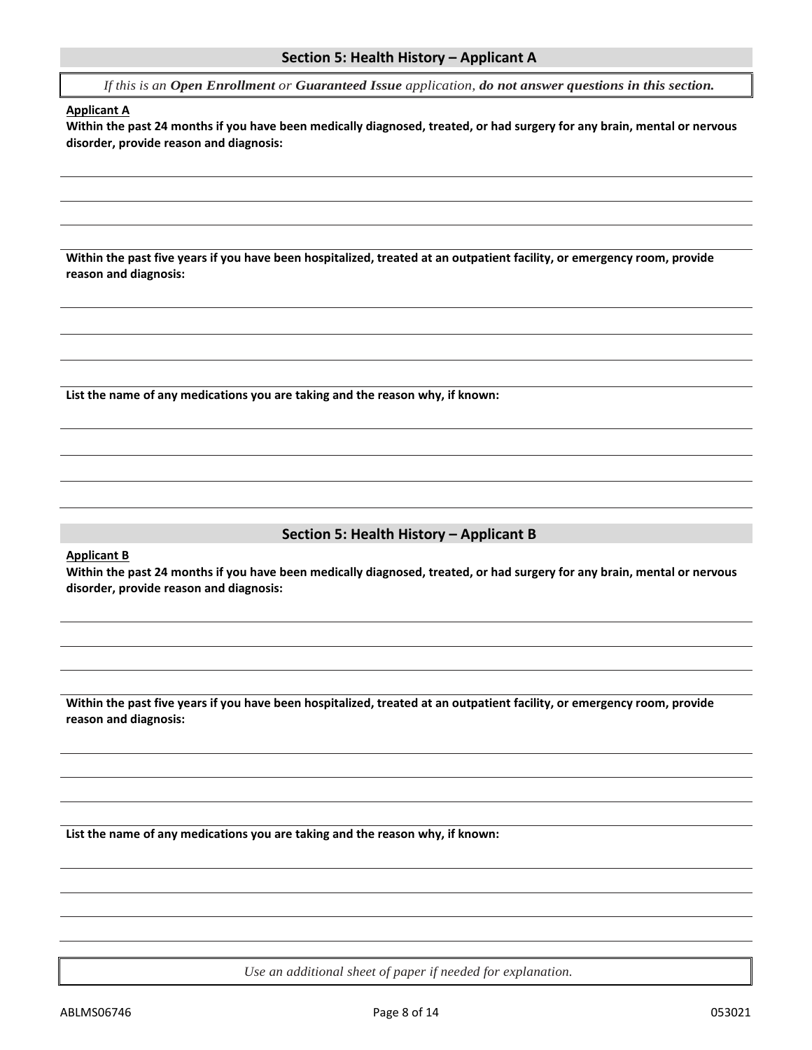## Section 5: Health History – Applicant A

*If this is an **Open Enrollment** or **Guaranteed Issue** application, **do not answer questions in this section.***

**Applicant A**

**Within the past 24 months if you have been medically diagnosed, treated, or had surgery for any brain, mental or nervous disorder, provide reason and diagnosis:**

**Within the past five years if you have been hospitalized, treated at an outpatient facility, or emergency room, provide reason and diagnosis:**

**List the name of any medications you are taking and the reason why, if known:**

## Section 5: Health History – Applicant B

**Applicant B**

**Within the past 24 months if you have been medically diagnosed, treated, or had surgery for any brain, mental or nervous disorder, provide reason and diagnosis:**

**Within the past five years if you have been hospitalized, treated at an outpatient facility, or emergency room, provide reason and diagnosis:**

**List the name of any medications you are taking and the reason why, if known:**

*Use an additional sheet of paper if needed for explanation.*

ABLMS06746 053021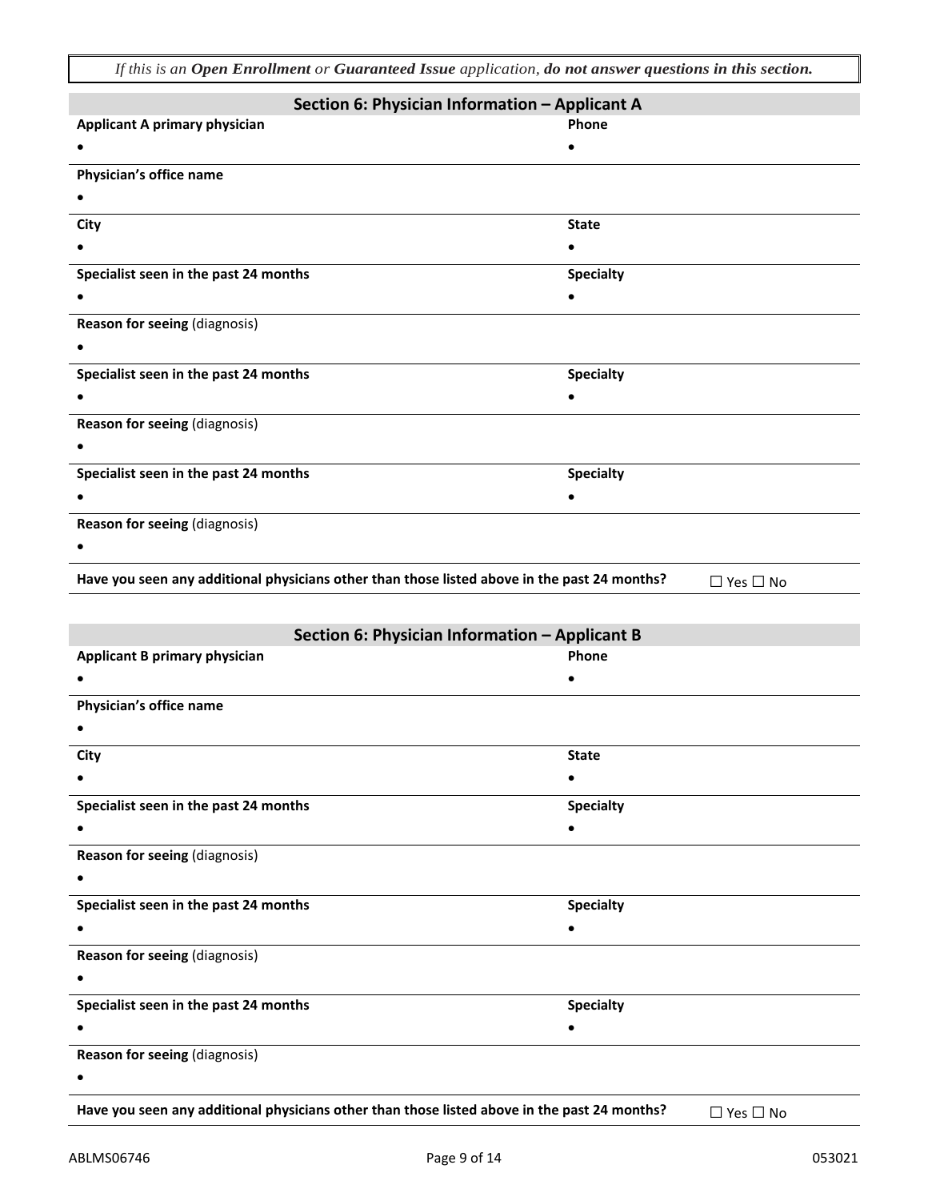*If this is an **Open Enrollment** or **Guaranteed Issue** application, **do not answer questions in this section.***

## Section 6: Physician Information – Applicant A

| **Applicant A primary physician** | **Phone** |
|---|---|
| • | • |
| **Physician's office name** | |
| • | |
| **City** | **State** |
| • | • |
| **Specialist seen in the past 24 months** | **Specialty** |
| • | • |
| **Reason for seeing** (diagnosis) | |
| • | |
| **Specialist seen in the past 24 months** | **Specialty** |
| • | • |
| **Reason for seeing** (diagnosis) | |
| • | |
| **Specialist seen in the past 24 months** | **Specialty** |
| • | • |
| **Reason for seeing** (diagnosis) | |
| • | |
| **Have you seen any additional physicians other than those listed above in the past 24 months?** | ☐ Yes ☐ No |

## Section 6: Physician Information – Applicant B

| **Applicant B primary physician** | **Phone** |
|---|---|
| • | • |
| **Physician's office name** | |
| • | |
| **City** | **State** |
| • | • |
| **Specialist seen in the past 24 months** | **Specialty** |
| • | • |
| **Reason for seeing** (diagnosis) | |
| • | |
| **Specialist seen in the past 24 months** | **Specialty** |
| • | • |
| **Reason for seeing** (diagnosis) | |
| • | |
| **Specialist seen in the past 24 months** | **Specialty** |
| • | • |
| **Reason for seeing** (diagnosis) | |
| • | |
| **Have you seen any additional physicians other than those listed above in the past 24 months?** | ☐ Yes ☐ No |

ABLMS06746 053021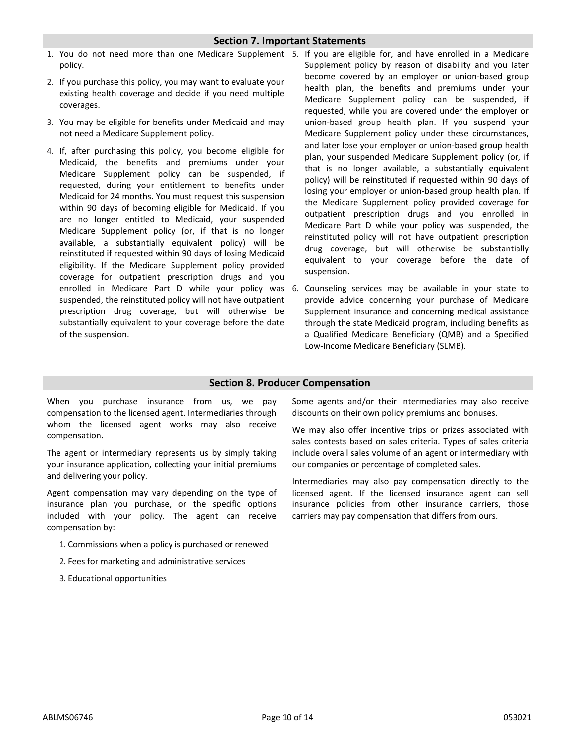## Section 7. Important Statements

1. You do not need more than one Medicare Supplement policy.
2. If you purchase this policy, you may want to evaluate your existing health coverage and decide if you need multiple coverages.
3. You may be eligible for benefits under Medicaid and may not need a Medicare Supplement policy.
4. If, after purchasing this policy, you become eligible for Medicaid, the benefits and premiums under your Medicare Supplement policy can be suspended, if requested, during your entitlement to benefits under Medicaid for 24 months. You must request this suspension within 90 days of becoming eligible for Medicaid. If you are no longer entitled to Medicaid, your suspended Medicare Supplement policy (or, if that is no longer available, a substantially equivalent policy) will be reinstituted if requested within 90 days of losing Medicaid eligibility. If the Medicare Supplement policy provided coverage for outpatient prescription drugs and you enrolled in Medicare Part D while your policy was suspended, the reinstituted policy will not have outpatient prescription drug coverage, but will otherwise be substantially equivalent to your coverage before the date of the suspension.
5. If you are eligible for, and have enrolled in a Medicare Supplement policy by reason of disability and you later become covered by an employer or union-based group health plan, the benefits and premiums under your Medicare Supplement policy can be suspended, if requested, while you are covered under the employer or union-based group health plan. If you suspend your Medicare Supplement policy under these circumstances, and later lose your employer or union-based group health plan, your suspended Medicare Supplement policy (or, if that is no longer available, a substantially equivalent policy) will be reinstituted if requested within 90 days of losing your employer or union-based group health plan. If the Medicare Supplement policy provided coverage for outpatient prescription drugs and you enrolled in Medicare Part D while your policy was suspended, the reinstituted policy will not have outpatient prescription drug coverage, but will otherwise be substantially equivalent to your coverage before the date of suspension.
6. Counseling services may be available in your state to provide advice concerning your purchase of Medicare Supplement insurance and concerning medical assistance through the state Medicaid program, including benefits as a Qualified Medicare Beneficiary (QMB) and a Specified Low-Income Medicare Beneficiary (SLMB).

## Section 8. Producer Compensation

When you purchase insurance from us, we pay compensation to the licensed agent. Intermediaries through whom the licensed agent works may also receive compensation.

The agent or intermediary represents us by simply taking your insurance application, collecting your initial premiums and delivering your policy.

Agent compensation may vary depending on the type of insurance plan you purchase, or the specific options included with your policy. The agent can receive compensation by:

1. Commissions when a policy is purchased or renewed
2. Fees for marketing and administrative services
3. Educational opportunities

Some agents and/or their intermediaries may also receive discounts on their own policy premiums and bonuses.

We may also offer incentive trips or prizes associated with sales contests based on sales criteria. Types of sales criteria include overall sales volume of an agent or intermediary with our companies or percentage of completed sales.

Intermediaries may also pay compensation directly to the licensed agent. If the licensed insurance agent can sell insurance policies from other insurance carriers, those carriers may pay compensation that differs from ours.

ABLMS06746 053021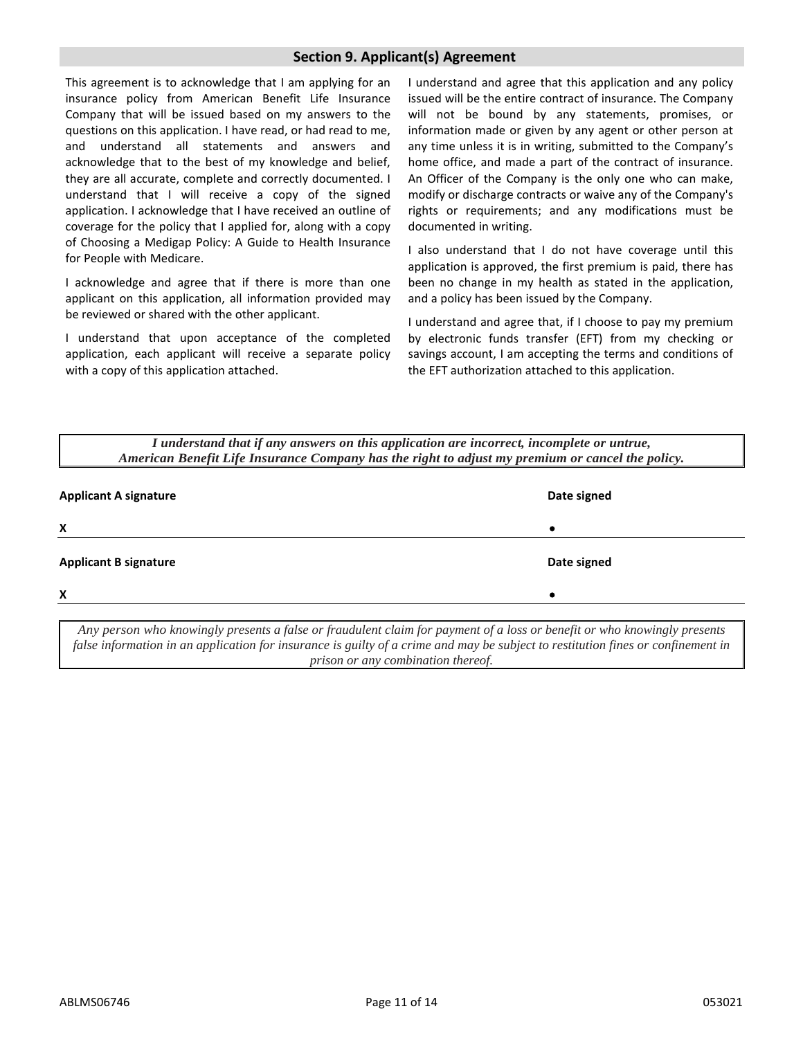## Section 9. Applicant(s) Agreement

This agreement is to acknowledge that I am applying for an insurance policy from American Benefit Life Insurance Company that will be issued based on my answers to the questions on this application. I have read, or had read to me, and understand all statements and answers and acknowledge that to the best of my knowledge and belief, they are all accurate, complete and correctly documented. I understand that I will receive a copy of the signed application. I acknowledge that I have received an outline of coverage for the policy that I applied for, along with a copy of Choosing a Medigap Policy: A Guide to Health Insurance for People with Medicare.

I acknowledge and agree that if there is more than one applicant on this application, all information provided may be reviewed or shared with the other applicant.

I understand that upon acceptance of the completed application, each applicant will receive a separate policy with a copy of this application attached.

I understand and agree that this application and any policy issued will be the entire contract of insurance. The Company will not be bound by any statements, promises, or information made or given by any agent or other person at any time unless it is in writing, submitted to the Company's home office, and made a part of the contract of insurance. An Officer of the Company is the only one who can make, modify or discharge contracts or waive any of the Company's rights or requirements; and any modifications must be documented in writing.

I also understand that I do not have coverage until this application is approved, the first premium is paid, there has been no change in my health as stated in the application, and a policy has been issued by the Company.

I understand and agree that, if I choose to pay my premium by electronic funds transfer (EFT) from my checking or savings account, I am accepting the terms and conditions of the EFT authorization attached to this application.

***I understand that if any answers on this application are incorrect, incomplete or untrue, American Benefit Life Insurance Company has the right to adjust my premium or cancel the policy.***

| **Applicant A signature** | **Date signed** |
|---|---|
| X | • |

| **Applicant B signature** | **Date signed** |
|---|---|
| X | • |

*Any person who knowingly presents a false or fraudulent claim for payment of a loss or benefit or who knowingly presents false information in an application for insurance is guilty of a crime and may be subject to restitution fines or confinement in prison or any combination thereof.*

ABLMS06746 053021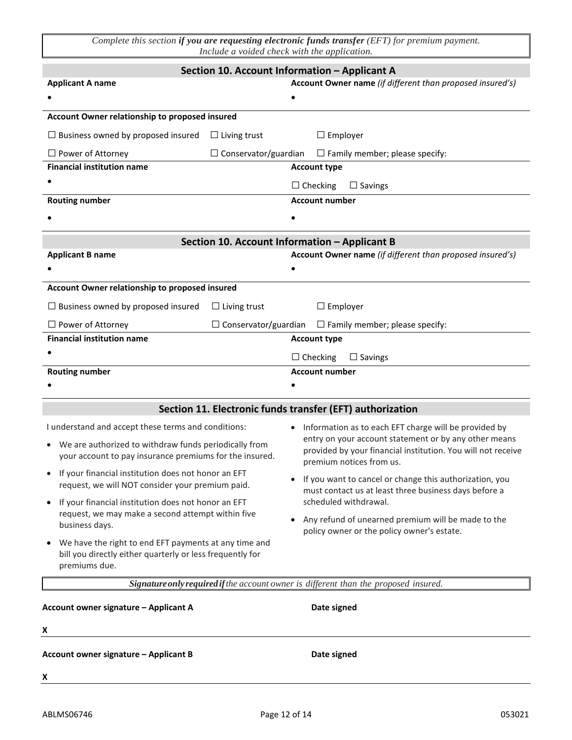*Complete this section **if you are requesting electronic funds transfer** (EFT) for premium payment. Include a voided check with the application.*

## Section 10. Account Information – Applicant A

**Applicant A name**

•

**Account Owner name** *(if different than proposed insured's)*

•

**Account Owner relationship to proposed insured**

☐ Business owned by proposed insured ☐ Living trust ☐ Employer

☐ Power of Attorney ☐ Conservator/guardian ☐ Family member; please specify:

**Financial institution name**

•

**Account type**

☐ Checking ☐ Savings

**Routing number**

•

**Account number**

•

## Section 10. Account Information – Applicant B

**Applicant B name**

•

**Account Owner name** *(if different than proposed insured's)*

•

**Account Owner relationship to proposed insured**

☐ Business owned by proposed insured ☐ Living trust ☐ Employer

☐ Power of Attorney ☐ Conservator/guardian ☐ Family member; please specify:

**Financial institution name**

•

**Account type**

☐ Checking ☐ Savings

**Routing number**

•

**Account number**

•

## Section 11. Electronic funds transfer (EFT) authorization

I understand and accept these terms and conditions:

- We are authorized to withdraw funds periodically from your account to pay insurance premiums for the insured.
- If your financial institution does not honor an EFT request, we will NOT consider your premium paid.
- If your financial institution does not honor an EFT request, we may make a second attempt within five business days.
- We have the right to end EFT payments at any time and bill you directly either quarterly or less frequently for premiums due.
- Information as to each EFT charge will be provided by entry on your account statement or by any other means provided by your financial institution. You will not receive premium notices from us.
- If you want to cancel or change this authorization, you must contact us at least three business days before a scheduled withdrawal.
- Any refund of unearned premium will be made to the policy owner or the policy owner's estate.

***Signature only required if** the account owner is different than the proposed insured.*

**Account owner signature – Applicant A** **Date signed**

X

**Account owner signature – Applicant B** **Date signed**

X

ABLMS06746 053021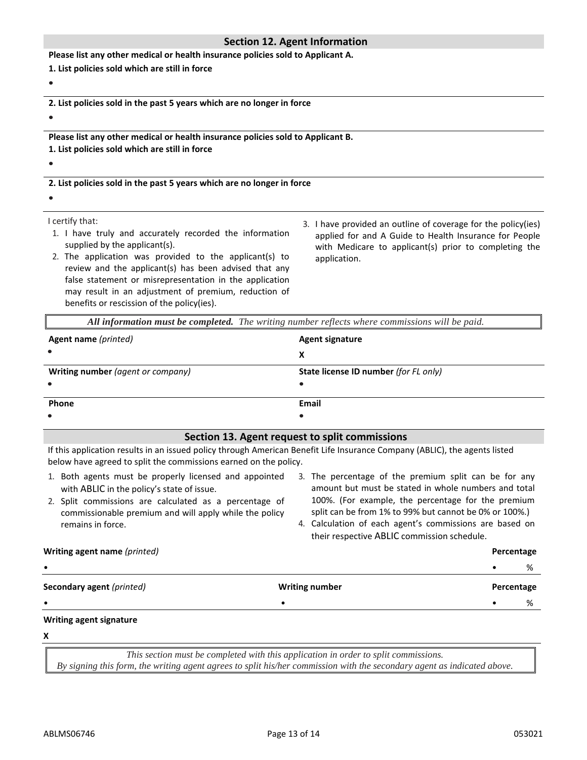## Section 12. Agent Information

**Please list any other medical or health insurance policies sold to Applicant A.**

**1. List policies sold which are still in force**

•

**2. List policies sold in the past 5 years which are no longer in force**

•

**Please list any other medical or health insurance policies sold to Applicant B.**

**1. List policies sold which are still in force**

•

**2. List policies sold in the past 5 years which are no longer in force**

•

I certify that:

1. I have truly and accurately recorded the information supplied by the applicant(s).
2. The application was provided to the applicant(s) to review and the applicant(s) has been advised that any false statement or misrepresentation in the application may result in an adjustment of premium, reduction of benefits or rescission of the policy(ies).
3. I have provided an outline of coverage for the policy(ies) applied for and A Guide to Health Insurance for People with Medicare to applicant(s) prior to completing the application.

***All information must be completed.*** *The writing number reflects where commissions will be paid.*

| **Agent name** *(printed)* | **Agent signature** |
|---|---|
| • | X |
| **Writing number** *(agent or company)* | **State license ID number** *(for FL only)* |
| • | • |
| **Phone** | **Email** |
| • | • |

## Section 13. Agent request to split commissions

If this application results in an issued policy through American Benefit Life Insurance Company (ABLIC), the agents listed below have agreed to split the commissions earned on the policy.

1. Both agents must be properly licensed and appointed with ABLIC in the policy's state of issue.
2. Split commissions are calculated as a percentage of commissionable premium and will apply while the policy remains in force.
3. The percentage of the premium split can be for any amount but must be stated in whole numbers and total 100%. (For example, the percentage for the premium split can be from 1% to 99% but cannot be 0% or 100%.)
4. Calculation of each agent's commissions are based on their respective ABLIC commission schedule.

| **Writing agent name** *(printed)* | | **Percentage** |
|---|---|---|
| • | | • % |
| **Secondary agent** *(printed)* | **Writing number** | **Percentage** |
| • | • | • % |

**Writing agent signature**

X

*This section must be completed with this application in order to split commissions.*
*By signing this form, the writing agent agrees to split his/her commission with the secondary agent as indicated above.*

ABLMS06746 053021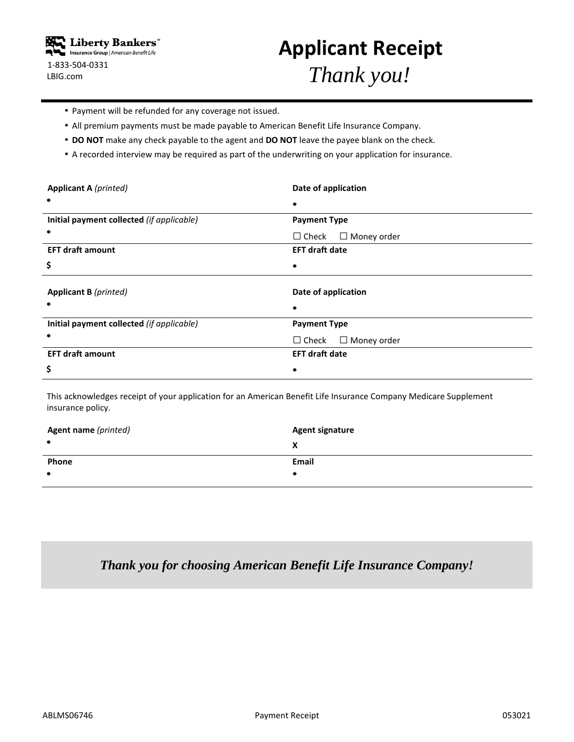Liberty Bankers™ Insurance Group | American Benefit Life

1-833-504-0331
LBIG.com

# Applicant Receipt

*Thank you!*

- Payment will be refunded for any coverage not issued.
- All premium payments must be made payable to American Benefit Life Insurance Company.
- **DO NOT** make any check payable to the agent and **DO NOT** leave the payee blank on the check.
- A recorded interview may be required as part of the underwriting on your application for insurance.

| | |
|---|---|
| **Applicant A** *(printed)*<br>• | **Date of application**<br>• |
| **Initial payment collected** *(if applicable)*<br>• | **Payment Type**<br>☐ Check ☐ Money order |
| **EFT draft amount**<br>$ | **EFT draft date**<br>• |

| | |
|---|---|
| **Applicant B** *(printed)*<br>• | **Date of application**<br>• |
| **Initial payment collected** *(if applicable)*<br>• | **Payment Type**<br>☐ Check ☐ Money order |
| **EFT draft amount**<br>$ | **EFT draft date**<br>• |

This acknowledges receipt of your application for an American Benefit Life Insurance Company Medicare Supplement insurance policy.

| | |
|---|---|
| **Agent name** *(printed)*<br>• | **Agent signature**<br>X |
| **Phone**<br>• | **Email**<br>• |

***Thank you for choosing American Benefit Life Insurance Company!***

ABLMS06746 Payment Receipt 053021